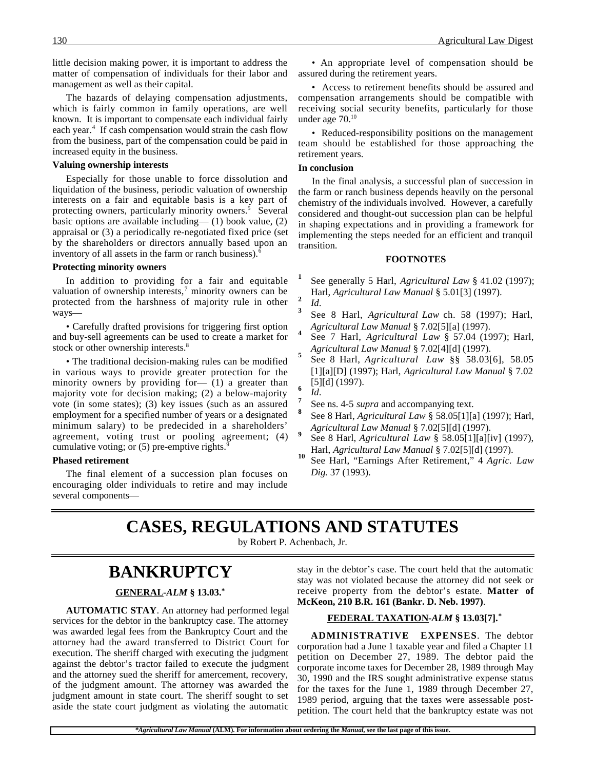little decision making power, it is important to address the matter of compensation of individuals for their labor and management as well as their capital.

The hazards of delaying compensation adjustments, which is fairly common in family operations, are well known. It is important to compensate each individual fairly each year.[4] If cash compensation would strain the cash flow from the business, part of the compensation could be paid in increased equity in the business.

**Valuing ownership interests**

Especially for those unable to force dissolution and liquidation of the business, periodic valuation of ownership interests on a fair and equitable basis is a key part of protecting owners, particularly minority owners.[5] Several basic options are available including— (1) book value, (2) appraisal or (3) a periodically re-negotiated fixed price (set by the shareholders or directors annually based upon an inventory of all assets in the farm or ranch business).[6]

**Protecting minority owners**

In addition to providing for a fair and equitable valuation of ownership interests,[7] minority owners can be protected from the harshness of majority rule in other ways—

• Carefully drafted provisions for triggering first option and buy-sell agreements can be used to create a market for stock or other ownership interests.[8]

• The traditional decision-making rules can be modified in various ways to provide greater protection for the minority owners by providing for— (1) a greater than majority vote for decision making; (2) a below-majority vote (in some states); (3) key issues (such as an assured employment for a specified number of years or a designated minimum salary) to be predecided in a shareholders' agreement, voting trust or pooling agreement; (4) cumulative voting; or (5) pre-emptive rights.[9]

**Phased retirement**

The final element of a succession plan focuses on encouraging older individuals to retire and may include several components—

• An appropriate level of compensation should be assured during the retirement years.

• Access to retirement benefits should be assured and compensation arrangements should be compatible with receiving social security benefits, particularly for those under age 70.[10]

• Reduced-responsibility positions on the management team should be established for those approaching the retirement years.

**In conclusion**

In the final analysis, a successful plan of succession in the farm or ranch business depends heavily on the personal chemistry of the individuals involved. However, a carefully considered and thought-out succession plan can be helpful in shaping expectations and in providing a framework for implementing the steps needed for an efficient and tranquil transition.

**FOOTNOTES**

1 See generally 5 Harl, *Agricultural Law* § 41.02 (1997); Harl, *Agricultural Law Manual* § 5.01[3] (1997).

2 *Id*.

3 See 8 Harl, *Agricultural Law* ch. 58 (1997); Harl, *Agricultural Law Manual* § 7.02[5][a] (1997).

4 See 7 Harl, *Agricultural Law* § 57.04 (1997); Harl, *Agricultural Law Manual* § 7.02[4][d] (1997).

5 See 8 Harl, *Agricultural Law* §§ 58.03[6], 58.05 [1][a][D] (1997); Harl, *Agricultural Law Manual* § 7.02 [5][d] (1997).

6 *Id*.

7 See ns. 4-5 *supra* and accompanying text.

8 See 8 Harl, *Agricultural Law* § 58.05[1][a] (1997); Harl, *Agricultural Law Manual* § 7.02[5][d] (1997).

9 See 8 Harl, *Agricultural Law* § 58.05[1][a][iv] (1997), Harl, *Agricultural Law Manual* § 7.02[5][d] (1997).

10 See Harl, "Earnings After Retirement," 4 *Agric. Law Dig.* 37 (1993).

# CASES, REGULATIONS AND STATUTES

by Robert P. Achenbach, Jr.

## BANKRUPTCY

### GENERAL -*ALM* § 13.03.*

**AUTOMATIC STAY**. An attorney had performed legal services for the debtor in the bankruptcy case. The attorney was awarded legal fees from the Bankruptcy Court and the attorney had the award transferred to District Court for execution. The sheriff charged with executing the judgment against the debtor's tractor failed to execute the judgment and the attorney sued the sheriff for amercement, recovery, of the judgment amount. The attorney was awarded the judgment amount in state court. The sheriff sought to set aside the state court judgment as violating the automatic stay in the debtor's case. The court held that the automatic stay was not violated because the attorney did not seek or receive property from the debtor's estate. **Matter of McKeon, 210 B.R. 161 (Bankr. D. Neb. 1997)**.

### FEDERAL TAXATION -*ALM* § 13.03[7].*

**ADMINISTRATIVE EXPENSES**. The debtor corporation had a June 1 taxable year and filed a Chapter 11 petition on December 27, 1989. The debtor paid the corporate income taxes for December 28, 1989 through May 30, 1990 and the IRS sought administrative expense status for the taxes for the June 1, 1989 through December 27, 1989 period, arguing that the taxes were assessable post-petition. The court held that the bankruptcy estate was not

**Agricultural Law Manual* (ALM). For information about ordering the *Manual*, see the last page of this issue.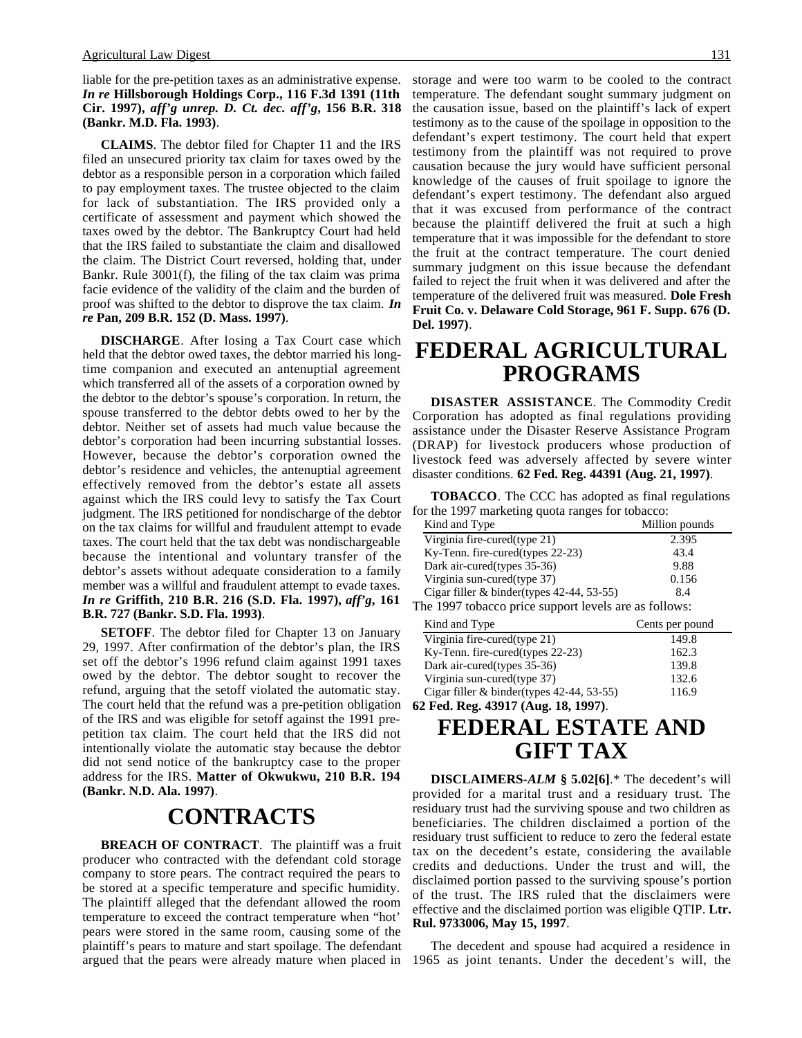liable for the pre-petition taxes as an administrative expense. ***In re* Hillsborough Holdings Corp., 116 F.3d 1391 (11th Cir. 1997), *aff'g unrep. D. Ct. dec. aff'g*, 156 B.R. 318 (Bankr. M.D. Fla. 1993)**.

**CLAIMS**. The debtor filed for Chapter 11 and the IRS filed an unsecured priority tax claim for taxes owed by the debtor as a responsible person in a corporation which failed to pay employment taxes. The trustee objected to the claim for lack of substantiation. The IRS provided only a certificate of assessment and payment which showed the taxes owed by the debtor. The Bankruptcy Court had held that the IRS failed to substantiate the claim and disallowed the claim. The District Court reversed, holding that, under Bankr. Rule 3001(f), the filing of the tax claim was prima facie evidence of the validity of the claim and the burden of proof was shifted to the debtor to disprove the tax claim. ***In re* Pan, 209 B.R. 152 (D. Mass. 1997)**.

**DISCHARGE**. After losing a Tax Court case which held that the debtor owed taxes, the debtor married his long-time companion and executed an antenuptial agreement which transferred all of the assets of a corporation owned by the debtor to the debtor's spouse's corporation. In return, the spouse transferred to the debtor debts owed to her by the debtor. Neither set of assets had much value because the debtor's corporation had been incurring substantial losses. However, because the debtor's corporation owned the debtor's residence and vehicles, the antenuptial agreement effectively removed from the debtor's estate all assets against which the IRS could levy to satisfy the Tax Court judgment. The IRS petitioned for nondischarge of the debtor on the tax claims for willful and fraudulent attempt to evade taxes. The court held that the tax debt was nondischargeable because the intentional and voluntary transfer of the debtor's assets without adequate consideration to a family member was a willful and fraudulent attempt to evade taxes. ***In re* Griffith, 210 B.R. 216 (S.D. Fla. 1997), *aff'g*, 161 B.R. 727 (Bankr. S.D. Fla. 1993)**.

**SETOFF**. The debtor filed for Chapter 13 on January 29, 1997. After confirmation of the debtor's plan, the IRS set off the debtor's 1996 refund claim against 1991 taxes owed by the debtor. The debtor sought to recover the refund, arguing that the setoff violated the automatic stay. The court held that the refund was a pre-petition obligation of the IRS and was eligible for setoff against the 1991 pre-petition tax claim. The court held that the IRS did not intentionally violate the automatic stay because the debtor did not send notice of the bankruptcy case to the proper address for the IRS. **Matter of Okwukwu, 210 B.R. 194 (Bankr. N.D. Ala. 1997)**.

# CONTRACTS

**BREACH OF CONTRACT**. The plaintiff was a fruit producer who contracted with the defendant cold storage company to store pears. The contract required the pears to be stored at a specific temperature and specific humidity. The plaintiff alleged that the defendant allowed the room temperature to exceed the contract temperature when "hot" pears were stored in the same room, causing some of the plaintiff's pears to mature and start spoilage. The defendant argued that the pears were already mature when placed in storage and were too warm to be cooled to the contract temperature. The defendant sought summary judgment on the causation issue, based on the plaintiff's lack of expert testimony as to the cause of the spoilage in opposition to the defendant's expert testimony. The court held that expert testimony from the plaintiff was not required to prove causation because the jury would have sufficient personal knowledge of the causes of fruit spoilage to ignore the defendant's expert testimony. The defendant also argued that it was excused from performance of the contract because the plaintiff delivered the fruit at such a high temperature that it was impossible for the defendant to store the fruit at the contract temperature. The court denied summary judgment on this issue because the defendant failed to reject the fruit when it was delivered and after the temperature of the delivered fruit was measured. **Dole Fresh Fruit Co. v. Delaware Cold Storage, 961 F. Supp. 676 (D. Del. 1997)**.

# FEDERAL AGRICULTURAL PROGRAMS

**DISASTER ASSISTANCE**. The Commodity Credit Corporation has adopted as final regulations providing assistance under the Disaster Reserve Assistance Program (DRAP) for livestock producers whose production of livestock feed was adversely affected by severe winter disaster conditions. **62 Fed. Reg. 44391 (Aug. 21, 1997)**.

**TOBACCO**. The CCC has adopted as final regulations for the 1997 marketing quota ranges for tobacco:

| Kind and Type | Million pounds |
|---|---|
| Virginia fire-cured(type 21) | 2.395 |
| Ky-Tenn. fire-cured(types 22-23) | 43.4 |
| Dark air-cured(types 35-36) | 9.88 |
| Virginia sun-cured(type 37) | 0.156 |
| Cigar filler & binder(types 42-44, 53-55) | 8.4 |

The 1997 tobacco price support levels are as follows:

| Kind and Type | Cents per pound |
|---|---|
| Virginia fire-cured(type 21) | 149.8 |
| Ky-Tenn. fire-cured(types 22-23) | 162.3 |
| Dark air-cured(types 35-36) | 139.8 |
| Virginia sun-cured(type 37) | 132.6 |
| Cigar filler & binder(types 42-44, 53-55) | 116.9 |

**62 Fed. Reg. 43917 (Aug. 18, 1997)**.

# FEDERAL ESTATE AND GIFT TAX

**DISCLAIMERS-*ALM* § 5.02[6]**.* The decedent's will provided for a marital trust and a residuary trust. The residuary trust had the surviving spouse and two children as beneficiaries. The children disclaimed a portion of the residuary trust sufficient to reduce to zero the federal estate tax on the decedent's estate, considering the available credits and deductions. Under the trust and will, the disclaimed portion passed to the surviving spouse's portion of the trust. The IRS ruled that the disclaimers were effective and the disclaimed portion was eligible QTIP. **Ltr. Rul. 9733006, May 15, 1997**.

The decedent and spouse had acquired a residence in 1965 as joint tenants. Under the decedent's will, the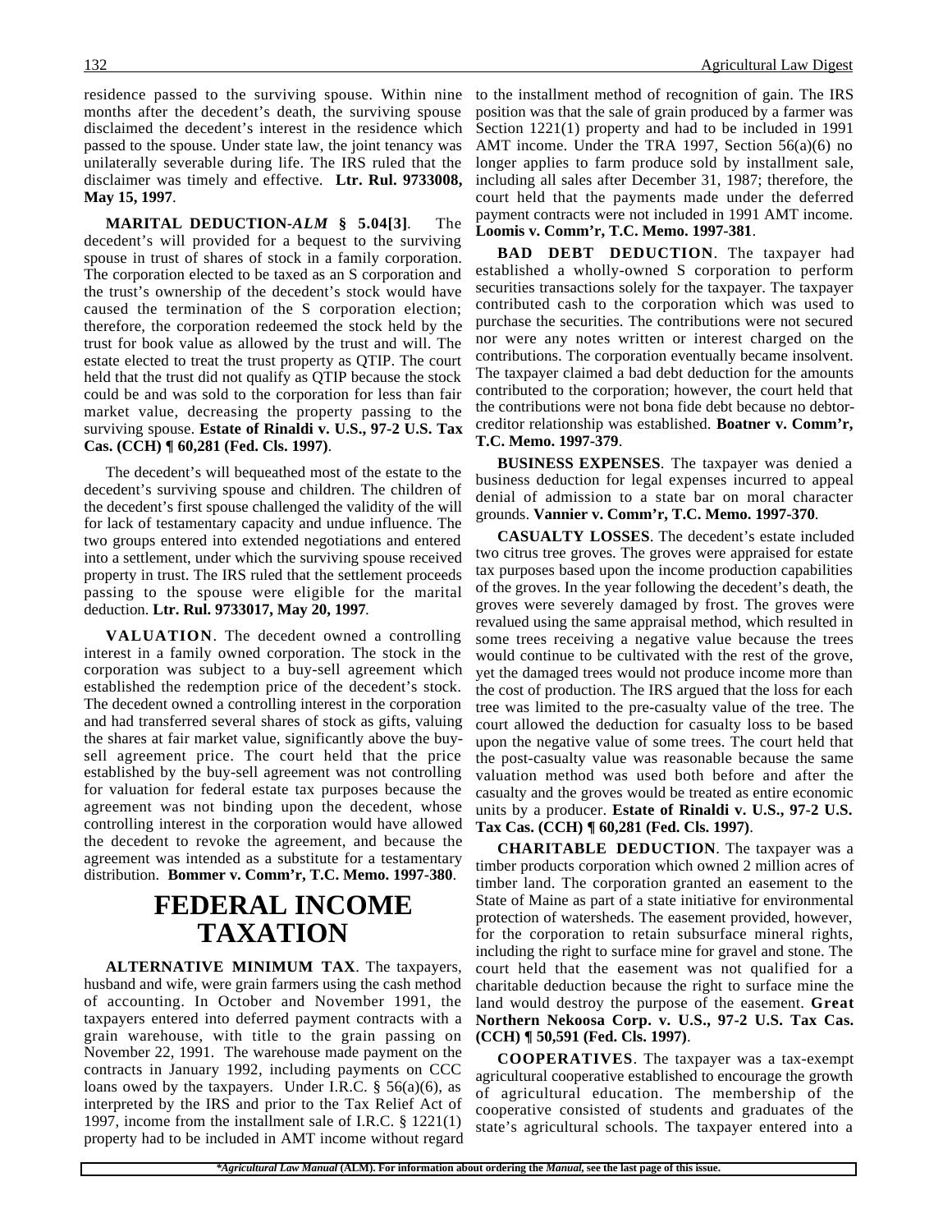residence passed to the surviving spouse. Within nine months after the decedent's death, the surviving spouse disclaimed the decedent's interest in the residence which passed to the spouse. Under state law, the joint tenancy was unilaterally severable during life. The IRS ruled that the disclaimer was timely and effective. **Ltr. Rul. 9733008, May 15, 1997**.

**MARITAL DEDUCTION-*ALM* § 5.04[3]**. The decedent's will provided for a bequest to the surviving spouse in trust of shares of stock in a family corporation. The corporation elected to be taxed as an S corporation and the trust's ownership of the decedent's stock would have caused the termination of the S corporation election; therefore, the corporation redeemed the stock held by the trust for book value as allowed by the trust and will. The estate elected to treat the trust property as QTIP. The court held that the trust did not qualify as QTIP because the stock could be and was sold to the corporation for less than fair market value, decreasing the property passing to the surviving spouse. **Estate of Rinaldi v. U.S., 97-2 U.S. Tax Cas. (CCH) ¶ 60,281 (Fed. Cls. 1997)**.

The decedent's will bequeathed most of the estate to the decedent's surviving spouse and children. The children of the decedent's first spouse challenged the validity of the will for lack of testamentary capacity and undue influence. The two groups entered into extended negotiations and entered into a settlement, under which the surviving spouse received property in trust. The IRS ruled that the settlement proceeds passing to the spouse were eligible for the marital deduction. **Ltr. Rul. 9733017, May 20, 1997**.

**VALUATION**. The decedent owned a controlling interest in a family owned corporation. The stock in the corporation was subject to a buy-sell agreement which established the redemption price of the decedent's stock. The decedent owned a controlling interest in the corporation and had transferred several shares of stock as gifts, valuing the shares at fair market value, significantly above the buy-sell agreement price. The court held that the price established by the buy-sell agreement was not controlling for valuation for federal estate tax purposes because the agreement was not binding upon the decedent, whose controlling interest in the corporation would have allowed the decedent to revoke the agreement, and because the agreement was intended as a substitute for a testamentary distribution. **Bommer v. Comm'r, T.C. Memo. 1997-380**.

# FEDERAL INCOME TAXATION

**ALTERNATIVE MINIMUM TAX**. The taxpayers, husband and wife, were grain farmers using the cash method of accounting. In October and November 1991, the taxpayers entered into deferred payment contracts with a grain warehouse, with title to the grain passing on November 22, 1991. The warehouse made payment on the contracts in January 1992, including payments on CCC loans owed by the taxpayers. Under I.R.C. § 56(a)(6), as interpreted by the IRS and prior to the Tax Relief Act of 1997, income from the installment sale of I.R.C. § 1221(1) property had to be included in AMT income without regard to the installment method of recognition of gain. The IRS position was that the sale of grain produced by a farmer was Section 1221(1) property and had to be included in 1991 AMT income. Under the TRA 1997, Section 56(a)(6) no longer applies to farm produce sold by installment sale, including all sales after December 31, 1987; therefore, the court held that the payments made under the deferred payment contracts were not included in 1991 AMT income. **Loomis v. Comm'r, T.C. Memo. 1997-381**.

**BAD DEBT DEDUCTION**. The taxpayer had established a wholly-owned S corporation to perform securities transactions solely for the taxpayer. The taxpayer contributed cash to the corporation which was used to purchase the securities. The contributions were not secured nor were any notes written or interest charged on the contributions. The corporation eventually became insolvent. The taxpayer claimed a bad debt deduction for the amounts contributed to the corporation; however, the court held that the contributions were not bona fide debt because no debtor-creditor relationship was established. **Boatner v. Comm'r, T.C. Memo. 1997-379**.

**BUSINESS EXPENSES**. The taxpayer was denied a business deduction for legal expenses incurred to appeal denial of admission to a state bar on moral character grounds. **Vannier v. Comm'r, T.C. Memo. 1997-370**.

**CASUALTY LOSSES**. The decedent's estate included two citrus tree groves. The groves were appraised for estate tax purposes based upon the income production capabilities of the groves. In the year following the decedent's death, the groves were severely damaged by frost. The groves were revalued using the same appraisal method, which resulted in some trees receiving a negative value because the trees would continue to be cultivated with the rest of the grove, yet the damaged trees would not produce income more than the cost of production. The IRS argued that the loss for each tree was limited to the pre-casualty value of the tree. The court allowed the deduction for casualty loss to be based upon the negative value of some trees. The court held that the post-casualty value was reasonable because the same valuation method was used both before and after the casualty and the groves would be treated as entire economic units by a producer. **Estate of Rinaldi v. U.S., 97-2 U.S. Tax Cas. (CCH) ¶ 60,281 (Fed. Cls. 1997)**.

**CHARITABLE DEDUCTION**. The taxpayer was a timber products corporation which owned 2 million acres of timber land. The corporation granted an easement to the State of Maine as part of a state initiative for environmental protection of watersheds. The easement provided, however, for the corporation to retain subsurface mineral rights, including the right to surface mine for gravel and stone. The court held that the easement was not qualified for a charitable deduction because the right to surface mine the land would destroy the purpose of the easement. **Great Northern Nekoosa Corp. v. U.S., 97-2 U.S. Tax Cas. (CCH) ¶ 50,591 (Fed. Cls. 1997)**.

**COOPERATIVES**. The taxpayer was a tax-exempt agricultural cooperative established to encourage the growth of agricultural education. The membership of the cooperative consisted of students and graduates of the state's agricultural schools. The taxpayer entered into a

**\*Agricultural Law Manual* (ALM). For information about ordering the *Manual*, see the last page of this issue.**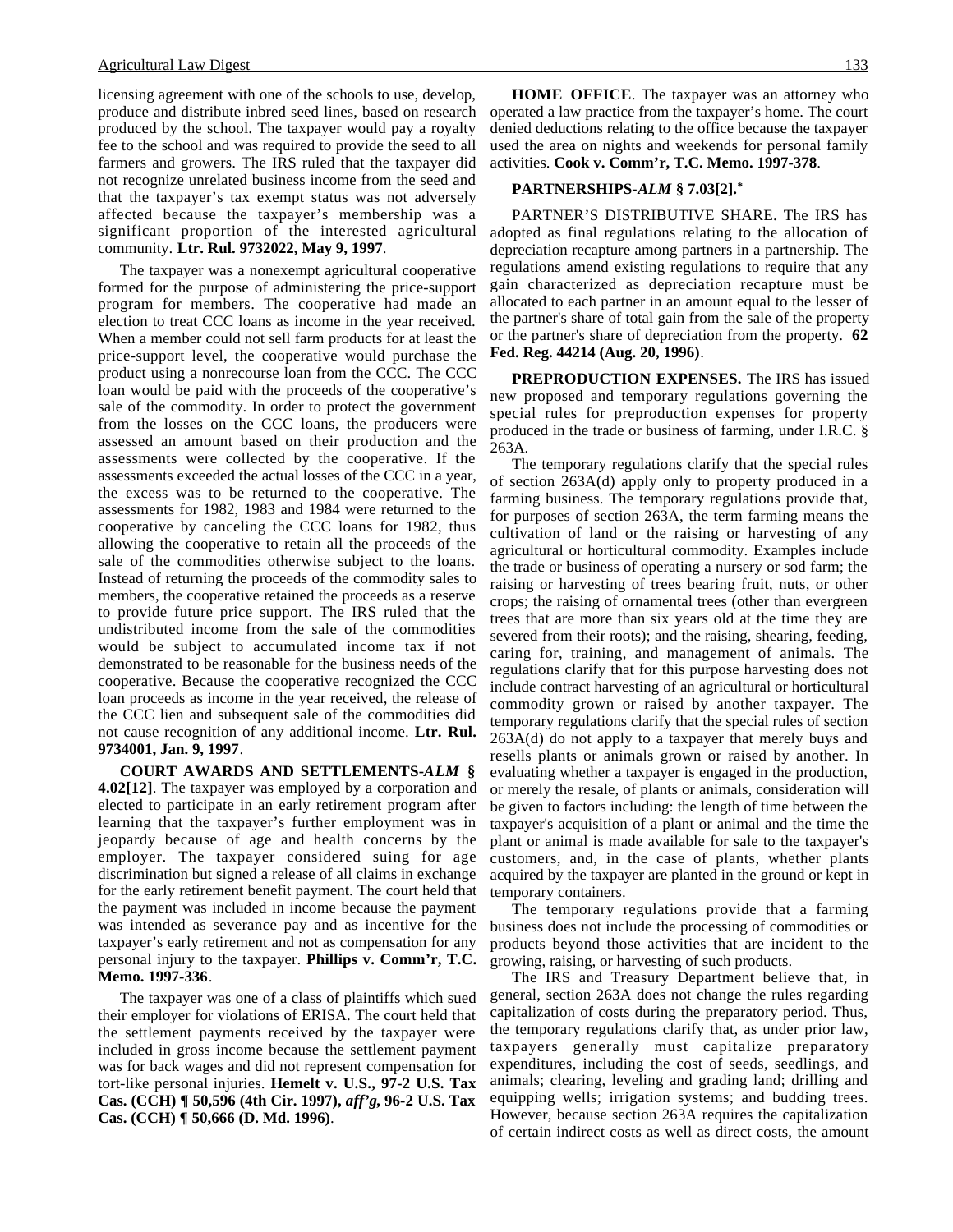licensing agreement with one of the schools to use, develop, produce and distribute inbred seed lines, based on research produced by the school. The taxpayer would pay a royalty fee to the school and was required to provide the seed to all farmers and growers. The IRS ruled that the taxpayer did not recognize unrelated business income from the seed and that the taxpayer's tax exempt status was not adversely affected because the taxpayer's membership was a significant proportion of the interested agricultural community. **Ltr. Rul. 9732022, May 9, 1997**.

The taxpayer was a nonexempt agricultural cooperative formed for the purpose of administering the price-support program for members. The cooperative had made an election to treat CCC loans as income in the year received. When a member could not sell farm products for at least the price-support level, the cooperative would purchase the product using a nonrecourse loan from the CCC. The CCC loan would be paid with the proceeds of the cooperative's sale of the commodity. In order to protect the government from the losses on the CCC loans, the producers were assessed an amount based on their production and the assessments were collected by the cooperative. If the assessments exceeded the actual losses of the CCC in a year, the excess was to be returned to the cooperative. The assessments for 1982, 1983 and 1984 were returned to the cooperative by canceling the CCC loans for 1982, thus allowing the cooperative to retain all the proceeds of the sale of the commodities otherwise subject to the loans. Instead of returning the proceeds of the commodity sales to members, the cooperative retained the proceeds as a reserve to provide future price support. The IRS ruled that the undistributed income from the sale of the commodities would be subject to accumulated income tax if not demonstrated to be reasonable for the business needs of the cooperative. Because the cooperative recognized the CCC loan proceeds as income in the year received, the release of the CCC lien and subsequent sale of the commodities did not cause recognition of any additional income. **Ltr. Rul. 9734001, Jan. 9, 1997**.

**COURT AWARDS AND SETTLEMENTS-*ALM* § 4.02[12]**. The taxpayer was employed by a corporation and elected to participate in an early retirement program after learning that the taxpayer's further employment was in jeopardy because of age and health concerns by the employer. The taxpayer considered suing for age discrimination but signed a release of all claims in exchange for the early retirement benefit payment. The court held that the payment was included in income because the payment was intended as severance pay and as incentive for the taxpayer's early retirement and not as compensation for any personal injury to the taxpayer. **Phillips v. Comm'r, T.C. Memo. 1997-336**.

The taxpayer was one of a class of plaintiffs which sued their employer for violations of ERISA. The court held that the settlement payments received by the taxpayer were included in gross income because the settlement payment was for back wages and did not represent compensation for tort-like personal injuries. **Hemelt v. U.S., 97-2 U.S. Tax Cas. (CCH) ¶ 50,596 (4th Cir. 1997), *aff'g*, 96-2 U.S. Tax Cas. (CCH) ¶ 50,666 (D. Md. 1996)**.

**HOME OFFICE**. The taxpayer was an attorney who operated a law practice from the taxpayer's home. The court denied deductions relating to the office because the taxpayer used the area on nights and weekends for personal family activities. **Cook v. Comm'r, T.C. Memo. 1997-378**.

**PARTNERSHIPS-*ALM* § 7.03[2].***

PARTNER'S DISTRIBUTIVE SHARE. The IRS has adopted as final regulations relating to the allocation of depreciation recapture among partners in a partnership. The regulations amend existing regulations to require that any gain characterized as depreciation recapture must be allocated to each partner in an amount equal to the lesser of the partner's share of total gain from the sale of the property or the partner's share of depreciation from the property. **62 Fed. Reg. 44214 (Aug. 20, 1996)**.

**PREPRODUCTION EXPENSES.** The IRS has issued new proposed and temporary regulations governing the special rules for preproduction expenses for property produced in the trade or business of farming, under I.R.C. § 263A.

The temporary regulations clarify that the special rules of section 263A(d) apply only to property produced in a farming business. The temporary regulations provide that, for purposes of section 263A, the term farming means the cultivation of land or the raising or harvesting of any agricultural or horticultural commodity. Examples include the trade or business of operating a nursery or sod farm; the raising or harvesting of trees bearing fruit, nuts, or other crops; the raising of ornamental trees (other than evergreen trees that are more than six years old at the time they are severed from their roots); and the raising, shearing, feeding, caring for, training, and management of animals. The regulations clarify that for this purpose harvesting does not include contract harvesting of an agricultural or horticultural commodity grown or raised by another taxpayer. The temporary regulations clarify that the special rules of section 263A(d) do not apply to a taxpayer that merely buys and resells plants or animals grown or raised by another. In evaluating whether a taxpayer is engaged in the production, or merely the resale, of plants or animals, consideration will be given to factors including: the length of time between the taxpayer's acquisition of a plant or animal and the time the plant or animal is made available for sale to the taxpayer's customers, and, in the case of plants, whether plants acquired by the taxpayer are planted in the ground or kept in temporary containers.

The temporary regulations provide that a farming business does not include the processing of commodities or products beyond those activities that are incident to the growing, raising, or harvesting of such products.

The IRS and Treasury Department believe that, in general, section 263A does not change the rules regarding capitalization of costs during the preparatory period. Thus, the temporary regulations clarify that, as under prior law, taxpayers generally must capitalize preparatory expenditures, including the cost of seeds, seedlings, and animals; clearing, leveling and grading land; drilling and equipping wells; irrigation systems; and budding trees. However, because section 263A requires the capitalization of certain indirect costs as well as direct costs, the amount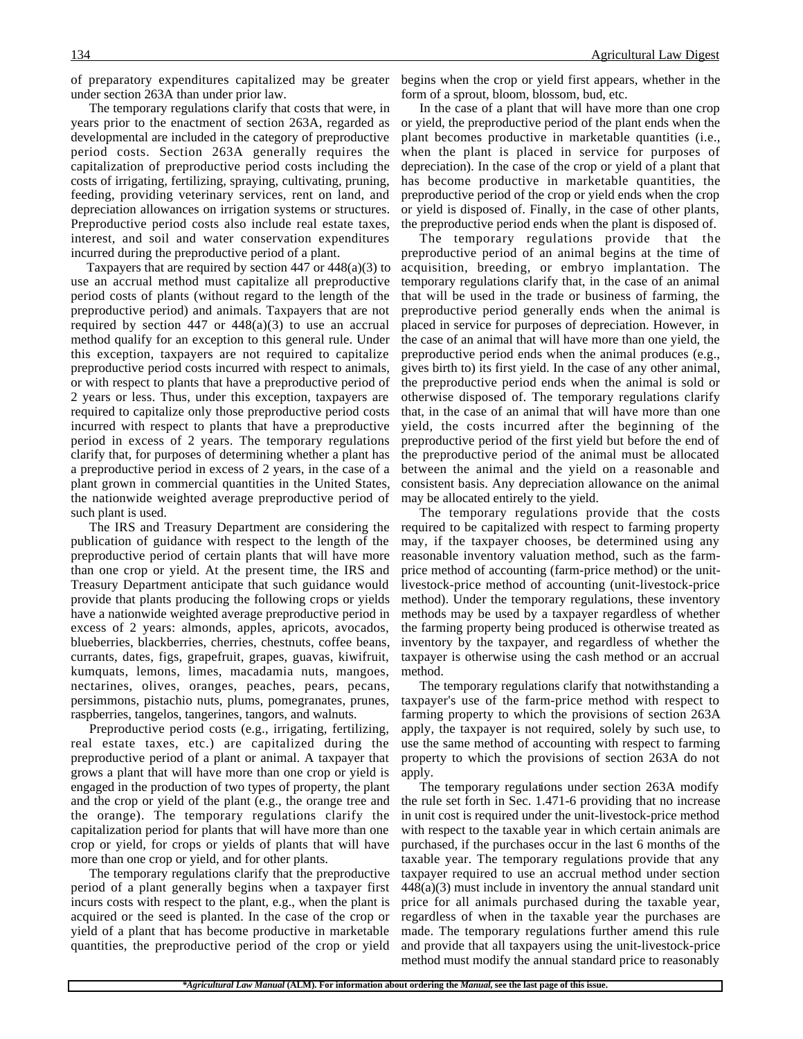of preparatory expenditures capitalized may be greater under section 263A than under prior law.

The temporary regulations clarify that costs that were, in years prior to the enactment of section 263A, regarded as developmental are included in the category of preproductive period costs. Section 263A generally requires the capitalization of preproductive period costs including the costs of irrigating, fertilizing, spraying, cultivating, pruning, feeding, providing veterinary services, rent on land, and depreciation allowances on irrigation systems or structures. Preproductive period costs also include real estate taxes, interest, and soil and water conservation expenditures incurred during the preproductive period of a plant.

Taxpayers that are required by section 447 or 448(a)(3) to use an accrual method must capitalize all preproductive period costs of plants (without regard to the length of the preproductive period) and animals. Taxpayers that are not required by section 447 or 448(a)(3) to use an accrual method qualify for an exception to this general rule. Under this exception, taxpayers are not required to capitalize preproductive period costs incurred with respect to animals, or with respect to plants that have a preproductive period of 2 years or less. Thus, under this exception, taxpayers are required to capitalize only those preproductive period costs incurred with respect to plants that have a preproductive period in excess of 2 years. The temporary regulations clarify that, for purposes of determining whether a plant has a preproductive period in excess of 2 years, in the case of a plant grown in commercial quantities in the United States, the nationwide weighted average preproductive period of such plant is used.

The IRS and Treasury Department are considering the publication of guidance with respect to the length of the preproductive period of certain plants that will have more than one crop or yield. At the present time, the IRS and Treasury Department anticipate that such guidance would provide that plants producing the following crops or yields have a nationwide weighted average preproductive period in excess of 2 years: almonds, apples, apricots, avocados, blueberries, blackberries, cherries, chestnuts, coffee beans, currants, dates, figs, grapefruit, grapes, guavas, kiwifruit, kumquats, lemons, limes, macadamia nuts, mangoes, nectarines, olives, oranges, peaches, pears, pecans, persimmons, pistachio nuts, plums, pomegranates, prunes, raspberries, tangelos, tangerines, tangors, and walnuts.

Preproductive period costs (e.g., irrigating, fertilizing, real estate taxes, etc.) are capitalized during the preproductive period of a plant or animal. A taxpayer that grows a plant that will have more than one crop or yield is engaged in the production of two types of property, the plant and the crop or yield of the plant (e.g., the orange tree and the orange). The temporary regulations clarify the capitalization period for plants that will have more than one crop or yield, for crops or yields of plants that will have more than one crop or yield, and for other plants.

The temporary regulations clarify that the preproductive period of a plant generally begins when a taxpayer first incurs costs with respect to the plant, e.g., when the plant is acquired or the seed is planted. In the case of the crop or yield of a plant that has become productive in marketable quantities, the preproductive period of the crop or yield begins when the crop or yield first appears, whether in the form of a sprout, bloom, blossom, bud, etc.

In the case of a plant that will have more than one crop or yield, the preproductive period of the plant ends when the plant becomes productive in marketable quantities (i.e., when the plant is placed in service for purposes of depreciation). In the case of the crop or yield of a plant that has become productive in marketable quantities, the preproductive period of the crop or yield ends when the crop or yield is disposed of. Finally, in the case of other plants, the preproductive period ends when the plant is disposed of.

The temporary regulations provide that the preproductive period of an animal begins at the time of acquisition, breeding, or embryo implantation. The temporary regulations clarify that, in the case of an animal that will be used in the trade or business of farming, the preproductive period generally ends when the animal is placed in service for purposes of depreciation. However, in the case of an animal that will have more than one yield, the preproductive period ends when the animal produces (e.g., gives birth to) its first yield. In the case of any other animal, the preproductive period ends when the animal is sold or otherwise disposed of. The temporary regulations clarify that, in the case of an animal that will have more than one yield, the costs incurred after the beginning of the preproductive period of the first yield but before the end of the preproductive period of the animal must be allocated between the animal and the yield on a reasonable and consistent basis. Any depreciation allowance on the animal may be allocated entirely to the yield.

The temporary regulations provide that the costs required to be capitalized with respect to farming property may, if the taxpayer chooses, be determined using any reasonable inventory valuation method, such as the farm-price method of accounting (farm-price method) or the unit-livestock-price method of accounting (unit-livestock-price method). Under the temporary regulations, these inventory methods may be used by a taxpayer regardless of whether the farming property being produced is otherwise treated as inventory by the taxpayer, and regardless of whether the taxpayer is otherwise using the cash method or an accrual method.

The temporary regulations clarify that notwithstanding a taxpayer's use of the farm-price method with respect to farming property to which the provisions of section 263A apply, the taxpayer is not required, solely by such use, to use the same method of accounting with respect to farming property to which the provisions of section 263A do not apply.

The temporary regulations under section 263A modify the rule set forth in Sec. 1.471-6 providing that no increase in unit cost is required under the unit-livestock-price method with respect to the taxable year in which certain animals are purchased, if the purchases occur in the last 6 months of the taxable year. The temporary regulations provide that any taxpayer required to use an accrual method under section 448(a)(3) must include in inventory the annual standard unit price for all animals purchased during the taxable year, regardless of when in the taxable year the purchases are made. The temporary regulations further amend this rule and provide that all taxpayers using the unit-livestock-price method must modify the annual standard price to reasonably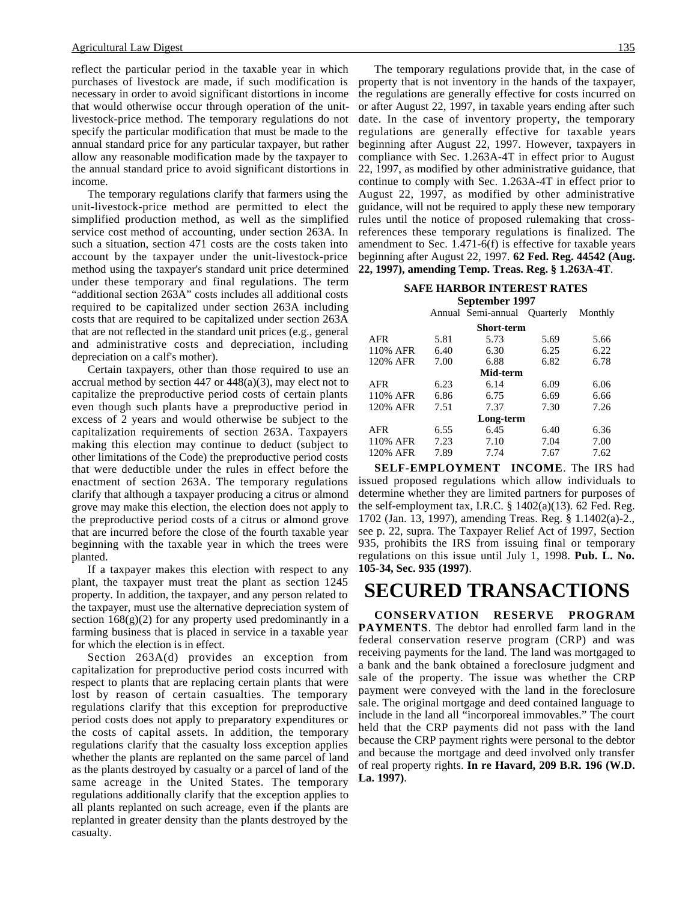reflect the particular period in the taxable year in which purchases of livestock are made, if such modification is necessary in order to avoid significant distortions in income that would otherwise occur through operation of the unit-livestock-price method. The temporary regulations do not specify the particular modification that must be made to the annual standard price for any particular taxpayer, but rather allow any reasonable modification made by the taxpayer to the annual standard price to avoid significant distortions in income.

The temporary regulations clarify that farmers using the unit-livestock-price method are permitted to elect the simplified production method, as well as the simplified service cost method of accounting, under section 263A. In such a situation, section 471 costs are the costs taken into account by the taxpayer under the unit-livestock-price method using the taxpayer's standard unit price determined under these temporary and final regulations. The term "additional section 263A" costs includes all additional costs required to be capitalized under section 263A including costs that are required to be capitalized under section 263A that are not reflected in the standard unit prices (e.g., general and administrative costs and depreciation, including depreciation on a calf's mother).

Certain taxpayers, other than those required to use an accrual method by section 447 or 448(a)(3), may elect not to capitalize the preproductive period costs of certain plants even though such plants have a preproductive period in excess of 2 years and would otherwise be subject to the capitalization requirements of section 263A. Taxpayers making this election may continue to deduct (subject to other limitations of the Code) the preproductive period costs that were deductible under the rules in effect before the enactment of section 263A. The temporary regulations clarify that although a taxpayer producing a citrus or almond grove may make this election, the election does not apply to the preproductive period costs of a citrus or almond grove that are incurred before the close of the fourth taxable year beginning with the taxable year in which the trees were planted.

If a taxpayer makes this election with respect to any plant, the taxpayer must treat the plant as section 1245 property. In addition, the taxpayer, and any person related to the taxpayer, must use the alternative depreciation system of section 168(g)(2) for any property used predominantly in a farming business that is placed in service in a taxable year for which the election is in effect.

Section 263A(d) provides an exception from capitalization for preproductive period costs incurred with respect to plants that are replacing certain plants that were lost by reason of certain casualties. The temporary regulations clarify that this exception for preproductive period costs does not apply to preparatory expenditures or the costs of capital assets. In addition, the temporary regulations clarify that the casualty loss exception applies whether the plants are replanted on the same parcel of land as the plants destroyed by casualty or a parcel of land of the same acreage in the United States. The temporary regulations additionally clarify that the exception applies to all plants replanted on such acreage, even if the plants are replanted in greater density than the plants destroyed by the casualty.

The temporary regulations provide that, in the case of property that is not inventory in the hands of the taxpayer, the regulations are generally effective for costs incurred on or after August 22, 1997, in taxable years ending after such date. In the case of inventory property, the temporary regulations are generally effective for taxable years beginning after August 22, 1997. However, taxpayers in compliance with Sec. 1.263A-4T in effect prior to August 22, 1997, as modified by other administrative guidance, that continue to comply with Sec. 1.263A-4T in effect prior to August 22, 1997, as modified by other administrative guidance, will not be required to apply these new temporary rules until the notice of proposed rulemaking that cross-references these temporary regulations is finalized. The amendment to Sec. 1.471-6(f) is effective for taxable years beginning after August 22, 1997. **62 Fed. Reg. 44542 (Aug. 22, 1997), amending Temp. Treas. Reg. § 1.263A-4T**.

**SAFE HARBOR INTEREST RATES**
**September 1997**

| | Annual | Semi-annual | Quarterly | Monthly |
|---|---|---|---|---|
| | | **Short-term** | | |
| AFR | 5.81 | 5.73 | 5.69 | 5.66 |
| 110% AFR | 6.40 | 6.30 | 6.25 | 6.22 |
| 120% AFR | 7.00 | 6.88 | 6.82 | 6.78 |
| | | **Mid-term** | | |
| AFR | 6.23 | 6.14 | 6.09 | 6.06 |
| 110% AFR | 6.86 | 6.75 | 6.69 | 6.66 |
| 120% AFR | 7.51 | 7.37 | 7.30 | 7.26 |
| | | **Long-term** | | |
| AFR | 6.55 | 6.45 | 6.40 | 6.36 |
| 110% AFR | 7.23 | 7.10 | 7.04 | 7.00 |
| 120% AFR | 7.89 | 7.74 | 7.67 | 7.62 |

**SELF-EMPLOYMENT INCOME**. The IRS had issued proposed regulations which allow individuals to determine whether they are limited partners for purposes of the self-employment tax, I.R.C. § 1402(a)(13). 62 Fed. Reg. 1702 (Jan. 13, 1997), amending Treas. Reg. § 1.1402(a)-2., see p. 22, supra. The Taxpayer Relief Act of 1997, Section 935, prohibits the IRS from issuing final or temporary regulations on this issue until July 1, 1998. **Pub. L. No. 105-34, Sec. 935 (1997)**.

# SECURED TRANSACTIONS

**CONSERVATION RESERVE PROGRAM PAYMENTS**. The debtor had enrolled farm land in the federal conservation reserve program (CRP) and was receiving payments for the land. The land was mortgaged to a bank and the bank obtained a foreclosure judgment and sale of the property. The issue was whether the CRP payment were conveyed with the land in the foreclosure sale. The original mortgage and deed contained language to include in the land all "incorporeal immovables." The court held that the CRP payments did not pass with the land because the CRP payment rights were personal to the debtor and because the mortgage and deed involved only transfer of real property rights. **In re Havard, 209 B.R. 196 (W.D. La. 1997)**.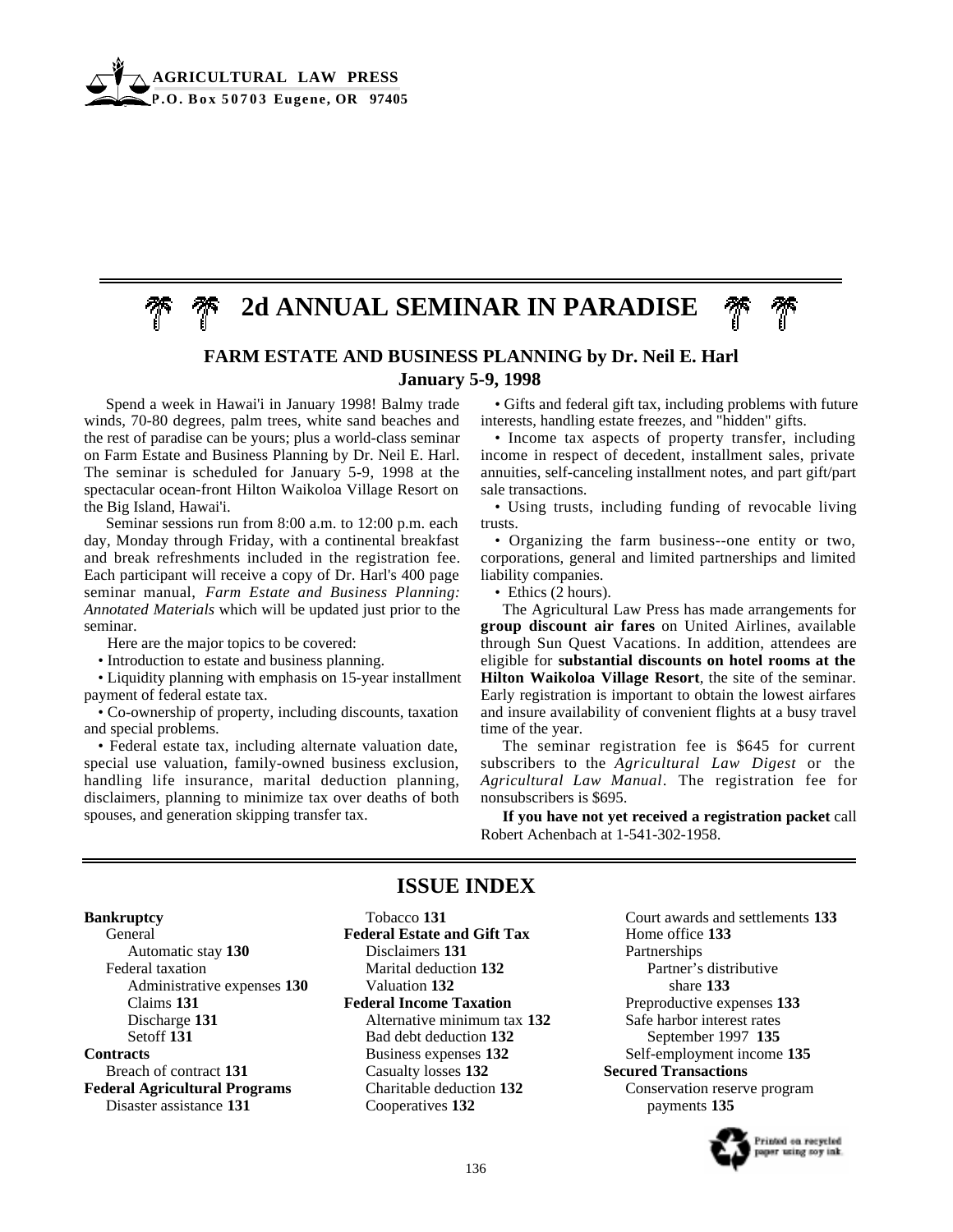**AGRICULTURAL LAW PRESS**
**P.O. Box 50703 Eugene, OR 97405**

# 2d ANNUAL SEMINAR IN PARADISE

## FARM ESTATE AND BUSINESS PLANNING by Dr. Neil E. Harl

### January 5-9, 1998

Spend a week in Hawai'i in January 1998! Balmy trade winds, 70-80 degrees, palm trees, white sand beaches and the rest of paradise can be yours; plus a world-class seminar on Farm Estate and Business Planning by Dr. Neil E. Harl. The seminar is scheduled for January 5-9, 1998 at the spectacular ocean-front Hilton Waikoloa Village Resort on the Big Island, Hawai'i.

Seminar sessions run from 8:00 a.m. to 12:00 p.m. each day, Monday through Friday, with a continental breakfast and break refreshments included in the registration fee. Each participant will receive a copy of Dr. Harl's 400 page seminar manual, *Farm Estate and Business Planning: Annotated Materials* which will be updated just prior to the seminar.

Here are the major topics to be covered:

- Introduction to estate and business planning.
- Liquidity planning with emphasis on 15-year installment payment of federal estate tax.
- Co-ownership of property, including discounts, taxation and special problems.
- Federal estate tax, including alternate valuation date, special use valuation, family-owned business exclusion, handling life insurance, marital deduction planning, disclaimers, planning to minimize tax over deaths of both spouses, and generation skipping transfer tax.
- Gifts and federal gift tax, including problems with future interests, handling estate freezes, and "hidden" gifts.
- Income tax aspects of property transfer, including income in respect of decedent, installment sales, private annuities, self-canceling installment notes, and part gift/part sale transactions.
- Using trusts, including funding of revocable living trusts.
- Organizing the farm business--one entity or two, corporations, general and limited partnerships and limited liability companies.
- Ethics (2 hours).

The Agricultural Law Press has made arrangements for **group discount air fares** on United Airlines, available through Sun Quest Vacations. In addition, attendees are eligible for **substantial discounts on hotel rooms at the Hilton Waikoloa Village Resort**, the site of the seminar. Early registration is important to obtain the lowest airfares and insure availability of convenient flights at a busy travel time of the year.

The seminar registration fee is $645 for current subscribers to the *Agricultural Law Digest* or the *Agricultural Law Manual*. The registration fee for nonsubscribers is $695.

**If you have not yet received a registration packet** call Robert Achenbach at 1-541-302-1958.

## ISSUE INDEX

**Bankruptcy**
- General
  - Automatic stay **130**
- Federal taxation
  - Administrative expenses **130**
  - Claims **131**
  - Discharge **131**
  - Setoff **131**

**Contracts**
- Breach of contract **131**

**Federal Agricultural Programs**
- Disaster assistance **131**
- Tobacco **131**

**Federal Estate and Gift Tax**
- Disclaimers **131**
- Marital deduction **132**
- Valuation **132**

**Federal Income Taxation**
- Alternative minimum tax **132**
- Bad debt deduction **132**
- Business expenses **132**
- Casualty losses **132**
- Charitable deduction **132**
- Cooperatives **132**
- Court awards and settlements **133**
- Home office **133**
- Partnerships
  - Partner's distributive share **133**
- Preproductive expenses **133**
- Safe harbor interest rates
  - September 1997 **135**
- Self-employment income **135**

**Secured Transactions**
- Conservation reserve program payments **135**

Printed on recycled paper using soy ink.